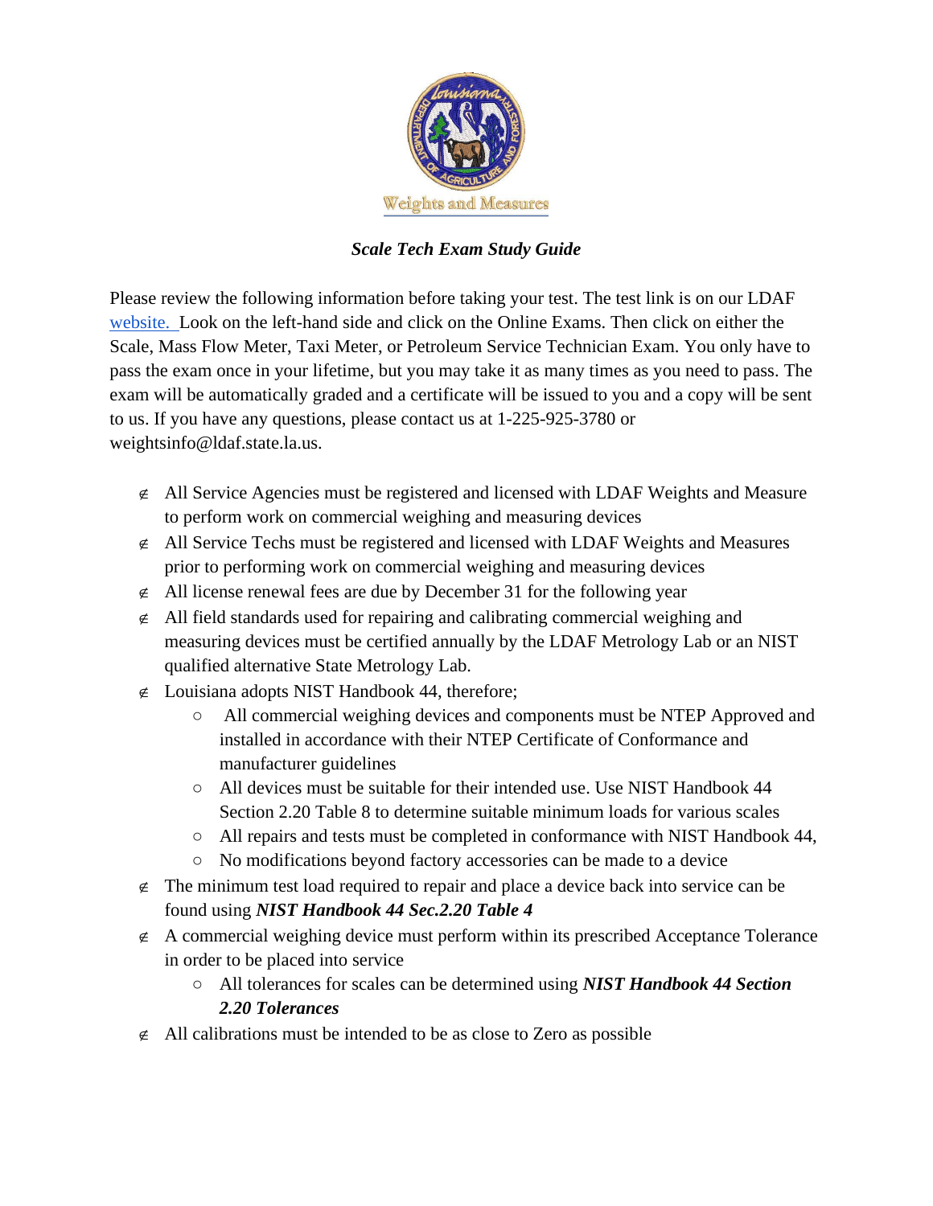Weights and Measures

***Scale Tech Exam Study Guide***

Please review the following information before taking your test. The test link is on our LDAF website. Look on the left-hand side and click on the Online Exams. Then click on either the Scale, Mass Flow Meter, Taxi Meter, or Petroleum Service Technician Exam. You only have to pass the exam once in your lifetime, but you may take it as many times as you need to pass. The exam will be automatically graded and a certificate will be issued to you and a copy will be sent to us. If you have any questions, please contact us at 1-225-925-3780 or weightsinfo@ldaf.state.la.us.

- All Service Agencies must be registered and licensed with LDAF Weights and Measure to perform work on commercial weighing and measuring devices
- All Service Techs must be registered and licensed with LDAF Weights and Measures prior to performing work on commercial weighing and measuring devices
- All license renewal fees are due by December 31 for the following year
- All field standards used for repairing and calibrating commercial weighing and measuring devices must be certified annually by the LDAF Metrology Lab or an NIST qualified alternative State Metrology Lab.
- Louisiana adopts NIST Handbook 44, therefore;
    - All commercial weighing devices and components must be NTEP Approved and installed in accordance with their NTEP Certificate of Conformance and manufacturer guidelines
    - All devices must be suitable for their intended use. Use NIST Handbook 44 Section 2.20 Table 8 to determine suitable minimum loads for various scales
    - All repairs and tests must be completed in conformance with NIST Handbook 44,
    - No modifications beyond factory accessories can be made to a device
- The minimum test load required to repair and place a device back into service can be found using ***NIST Handbook 44 Sec.2.20 Table 4***
- A commercial weighing device must perform within its prescribed Acceptance Tolerance in order to be placed into service
    - All tolerances for scales can be determined using ***NIST Handbook 44 Section 2.20 Tolerances***
- All calibrations must be intended to be as close to Zero as possible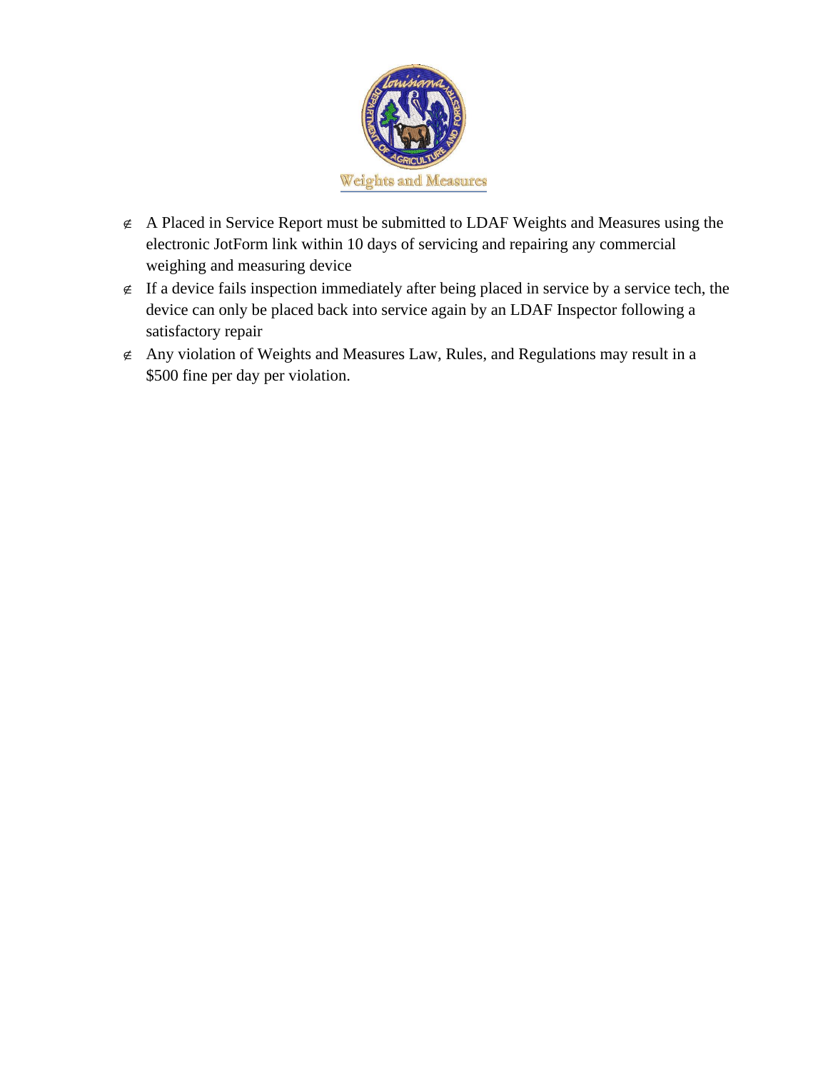Weights and Measures

- A Placed in Service Report must be submitted to LDAF Weights and Measures using the electronic JotForm link within 10 days of servicing and repairing any commercial weighing and measuring device
- If a device fails inspection immediately after being placed in service by a service tech, the device can only be placed back into service again by an LDAF Inspector following a satisfactory repair
- Any violation of Weights and Measures Law, Rules, and Regulations may result in a $500 fine per day per violation.